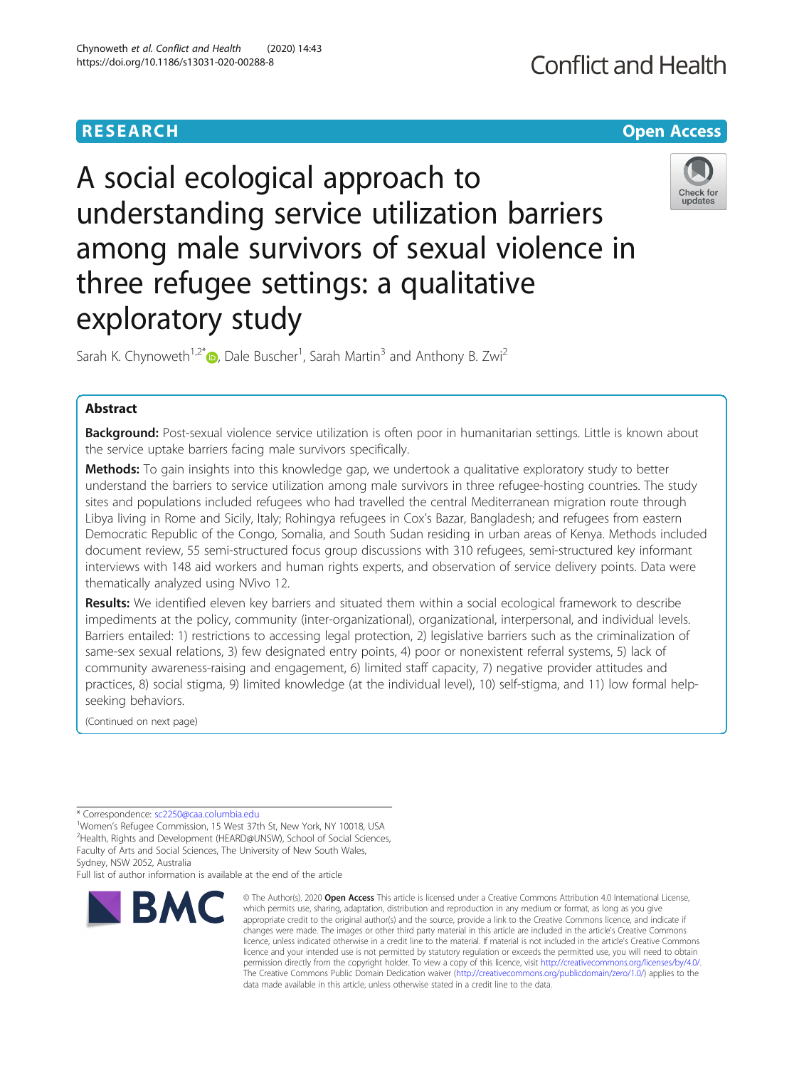RESEARCH

Open Access

# A social ecological approach to understanding service utilization barriers among male survivors of sexual violence in three refugee settings: a qualitative exploratory study

Sarah K. Chynoweth[1,2*], Dale Buscher[1], Sarah Martin[3] and Anthony B. Zwi[2]

## Abstract

**Background:** Post-sexual violence service utilization is often poor in humanitarian settings. Little is known about the service uptake barriers facing male survivors specifically.

**Methods:** To gain insights into this knowledge gap, we undertook a qualitative exploratory study to better understand the barriers to service utilization among male survivors in three refugee-hosting countries. The study sites and populations included refugees who had travelled the central Mediterranean migration route through Libya living in Rome and Sicily, Italy; Rohingya refugees in Cox's Bazar, Bangladesh; and refugees from eastern Democratic Republic of the Congo, Somalia, and South Sudan residing in urban areas of Kenya. Methods included document review, 55 semi-structured focus group discussions with 310 refugees, semi-structured key informant interviews with 148 aid workers and human rights experts, and observation of service delivery points. Data were thematically analyzed using NVivo 12.

**Results:** We identified eleven key barriers and situated them within a social ecological framework to describe impediments at the policy, community (inter-organizational), organizational, interpersonal, and individual levels. Barriers entailed: 1) restrictions to accessing legal protection, 2) legislative barriers such as the criminalization of same-sex sexual relations, 3) few designated entry points, 4) poor or nonexistent referral systems, 5) lack of community awareness-raising and engagement, 6) limited staff capacity, 7) negative provider attitudes and practices, 8) social stigma, 9) limited knowledge (at the individual level), 10) self-stigma, and 11) low formal help-seeking behaviors.

(Continued on next page)

* Correspondence: sc2250@caa.columbia.edu
[1]Women's Refugee Commission, 15 West 37th St, New York, NY 10018, USA
[2]Health, Rights and Development (HEARD@UNSW), School of Social Sciences, Faculty of Arts and Social Sciences, The University of New South Wales, Sydney, NSW 2052, Australia
Full list of author information is available at the end of the article

© The Author(s). 2020 **Open Access** This article is licensed under a Creative Commons Attribution 4.0 International License, which permits use, sharing, adaptation, distribution and reproduction in any medium or format, as long as you give appropriate credit to the original author(s) and the source, provide a link to the Creative Commons licence, and indicate if changes were made. The images or other third party material in this article are included in the article's Creative Commons licence, unless indicated otherwise in a credit line to the material. If material is not included in the article's Creative Commons licence and your intended use is not permitted by statutory regulation or exceeds the permitted use, you will need to obtain permission directly from the copyright holder. To view a copy of this licence, visit http://creativecommons.org/licenses/by/4.0/. The Creative Commons Public Domain Dedication waiver (http://creativecommons.org/publicdomain/zero/1.0/) applies to the data made available in this article, unless otherwise stated in a credit line to the data.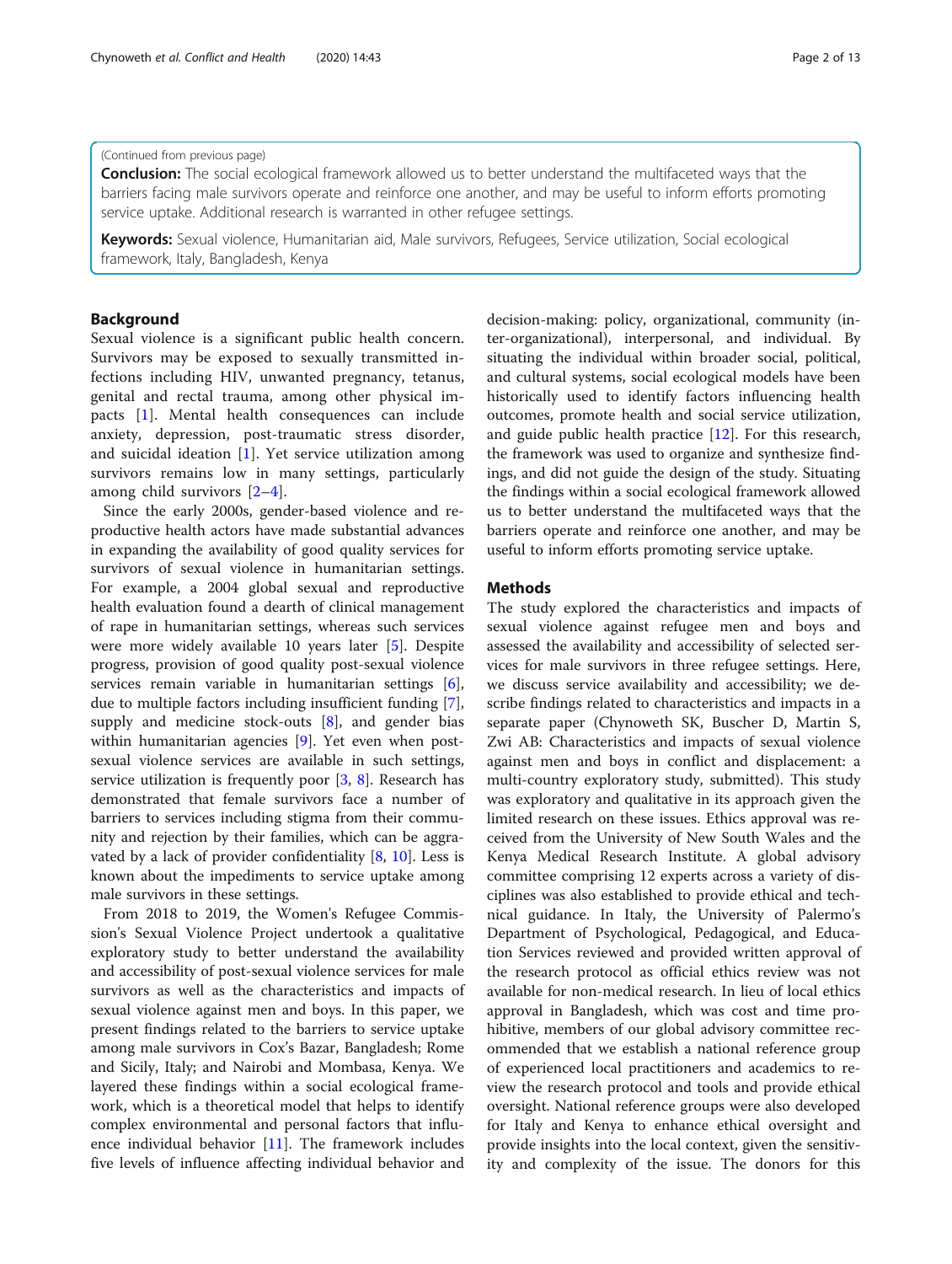(Continued from previous page)

**Conclusion:** The social ecological framework allowed us to better understand the multifaceted ways that the barriers facing male survivors operate and reinforce one another, and may be useful to inform efforts promoting service uptake. Additional research is warranted in other refugee settings.

**Keywords:** Sexual violence, Humanitarian aid, Male survivors, Refugees, Service utilization, Social ecological framework, Italy, Bangladesh, Kenya

## Background

Sexual violence is a significant public health concern. Survivors may be exposed to sexually transmitted infections including HIV, unwanted pregnancy, tetanus, genital and rectal trauma, among other physical impacts [1]. Mental health consequences can include anxiety, depression, post-traumatic stress disorder, and suicidal ideation [1]. Yet service utilization among survivors remains low in many settings, particularly among child survivors [2–4].

Since the early 2000s, gender-based violence and reproductive health actors have made substantial advances in expanding the availability of good quality services for survivors of sexual violence in humanitarian settings. For example, a 2004 global sexual and reproductive health evaluation found a dearth of clinical management of rape in humanitarian settings, whereas such services were more widely available 10 years later [5]. Despite progress, provision of good quality post-sexual violence services remain variable in humanitarian settings [6], due to multiple factors including insufficient funding [7], supply and medicine stock-outs [8], and gender bias within humanitarian agencies [9]. Yet even when post-sexual violence services are available in such settings, service utilization is frequently poor [3, 8]. Research has demonstrated that female survivors face a number of barriers to services including stigma from their community and rejection by their families, which can be aggravated by a lack of provider confidentiality [8, 10]. Less is known about the impediments to service uptake among male survivors in these settings.

From 2018 to 2019, the Women's Refugee Commission's Sexual Violence Project undertook a qualitative exploratory study to better understand the availability and accessibility of post-sexual violence services for male survivors as well as the characteristics and impacts of sexual violence against men and boys. In this paper, we present findings related to the barriers to service uptake among male survivors in Cox's Bazar, Bangladesh; Rome and Sicily, Italy; and Nairobi and Mombasa, Kenya. We layered these findings within a social ecological framework, which is a theoretical model that helps to identify complex environmental and personal factors that influence individual behavior [11]. The framework includes five levels of influence affecting individual behavior and decision-making: policy, organizational, community (inter-organizational), interpersonal, and individual. By situating the individual within broader social, political, and cultural systems, social ecological models have been historically used to identify factors influencing health outcomes, promote health and social service utilization, and guide public health practice [12]. For this research, the framework was used to organize and synthesize findings, and did not guide the design of the study. Situating the findings within a social ecological framework allowed us to better understand the multifaceted ways that the barriers operate and reinforce one another, and may be useful to inform efforts promoting service uptake.

## Methods

The study explored the characteristics and impacts of sexual violence against refugee men and boys and assessed the availability and accessibility of selected services for male survivors in three refugee settings. Here, we discuss service availability and accessibility; we describe findings related to characteristics and impacts in a separate paper (Chynoweth SK, Buscher D, Martin S, Zwi AB: Characteristics and impacts of sexual violence against men and boys in conflict and displacement: a multi-country exploratory study, submitted). This study was exploratory and qualitative in its approach given the limited research on these issues. Ethics approval was received from the University of New South Wales and the Kenya Medical Research Institute. A global advisory committee comprising 12 experts across a variety of disciplines was also established to provide ethical and technical guidance. In Italy, the University of Palermo's Department of Psychological, Pedagogical, and Education Services reviewed and provided written approval of the research protocol as official ethics review was not available for non-medical research. In lieu of local ethics approval in Bangladesh, which was cost and time prohibitive, members of our global advisory committee recommended that we establish a national reference group of experienced local practitioners and academics to review the research protocol and tools and provide ethical oversight. National reference groups were also developed for Italy and Kenya to enhance ethical oversight and provide insights into the local context, given the sensitivity and complexity of the issue. The donors for this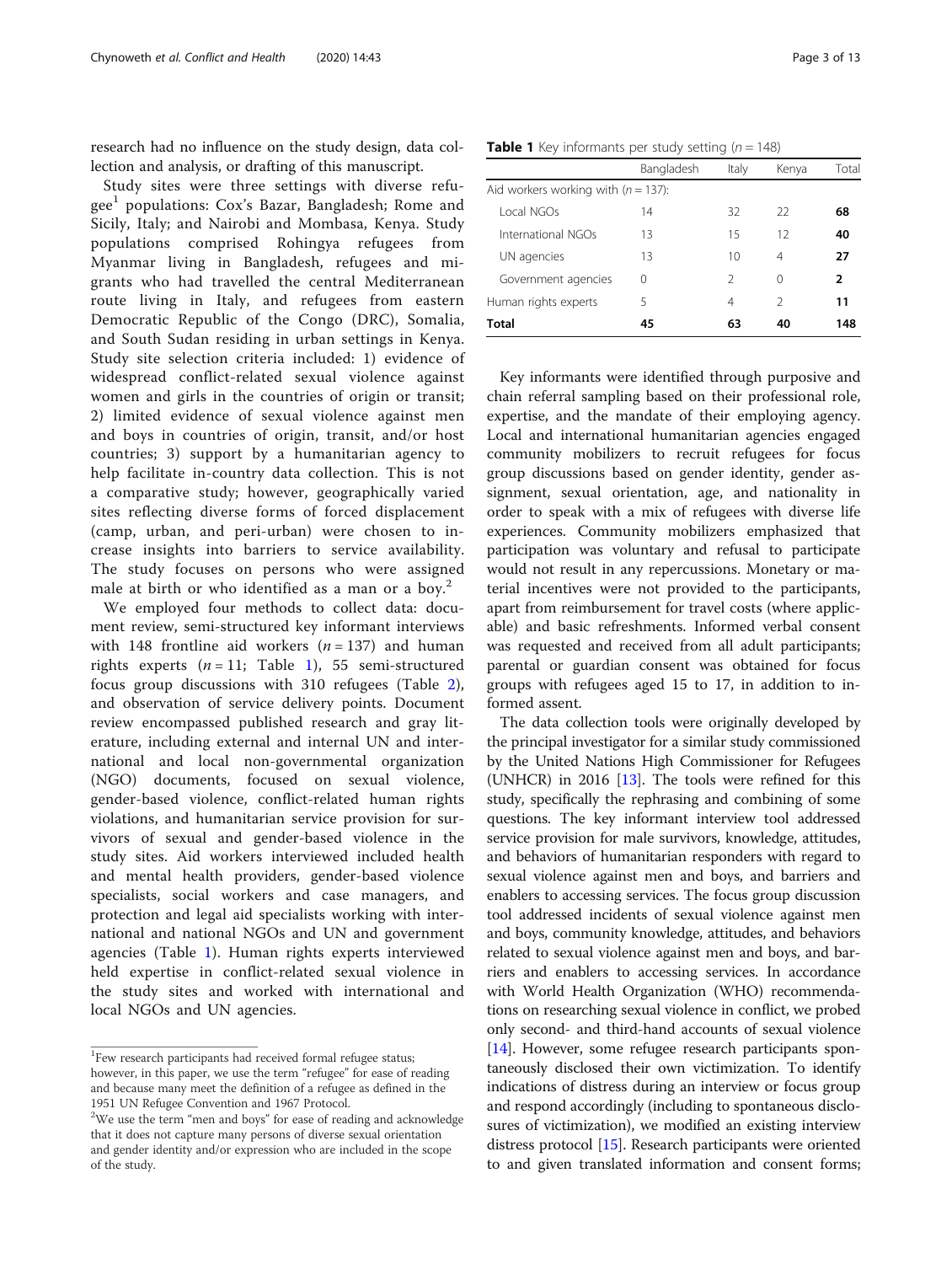research had no influence on the study design, data collection and analysis, or drafting of this manuscript.

Study sites were three settings with diverse refugee[1] populations: Cox's Bazar, Bangladesh; Rome and Sicily, Italy; and Nairobi and Mombasa, Kenya. Study populations comprised Rohingya refugees from Myanmar living in Bangladesh, refugees and migrants who had travelled the central Mediterranean route living in Italy, and refugees from eastern Democratic Republic of the Congo (DRC), Somalia, and South Sudan residing in urban settings in Kenya. Study site selection criteria included: 1) evidence of widespread conflict-related sexual violence against women and girls in the countries of origin or transit; 2) limited evidence of sexual violence against men and boys in countries of origin, transit, and/or host countries; 3) support by a humanitarian agency to help facilitate in-country data collection. This is not a comparative study; however, geographically varied sites reflecting diverse forms of forced displacement (camp, urban, and peri-urban) were chosen to increase insights into barriers to service availability. The study focuses on persons who were assigned male at birth or who identified as a man or a boy.[2]

We employed four methods to collect data: document review, semi-structured key informant interviews with 148 frontline aid workers ($n = 137$) and human rights experts ($n = 11$; Table 1), 55 semi-structured focus group discussions with 310 refugees (Table 2), and observation of service delivery points. Document review encompassed published research and gray literature, including external and internal UN and international and local non-governmental organization (NGO) documents, focused on sexual violence, gender-based violence, conflict-related human rights violations, and humanitarian service provision for survivors of sexual and gender-based violence in the study sites. Aid workers interviewed included health and mental health providers, gender-based violence specialists, social workers and case managers, and protection and legal aid specialists working with international and national NGOs and UN and government agencies (Table 1). Human rights experts interviewed held expertise in conflict-related sexual violence in the study sites and worked with international and local NGOs and UN agencies.

[1] Few research participants had received formal refugee status; however, in this paper, we use the term "refugee" for ease of reading and because many meet the definition of a refugee as defined in the 1951 UN Refugee Convention and 1967 Protocol.

[2] We use the term "men and boys" for ease of reading and acknowledge that it does not capture many persons of diverse sexual orientation and gender identity and/or expression who are included in the scope of the study.

**Table 1** Key informants per study setting ($n = 148$)

| | Bangladesh | Italy | Kenya | Total |
|---|---|---|---|---|
| Aid workers working with ($n = 137$): | | | | |
| Local NGOs | 14 | 32 | 22 | **68** |
| International NGOs | 13 | 15 | 12 | **40** |
| UN agencies | 13 | 10 | 4 | **27** |
| Government agencies | 0 | 2 | 0 | **2** |
| Human rights experts | 5 | 4 | 2 | **11** |
| **Total** | **45** | **63** | **40** | **148** |

Key informants were identified through purposive and chain referral sampling based on their professional role, expertise, and the mandate of their employing agency. Local and international humanitarian agencies engaged community mobilizers to recruit refugees for focus group discussions based on gender identity, gender assignment, sexual orientation, age, and nationality in order to speak with a mix of refugees with diverse life experiences. Community mobilizers emphasized that participation was voluntary and refusal to participate would not result in any repercussions. Monetary or material incentives were not provided to the participants, apart from reimbursement for travel costs (where applicable) and basic refreshments. Informed verbal consent was requested and received from all adult participants; parental or guardian consent was obtained for focus groups with refugees aged 15 to 17, in addition to informed assent.

The data collection tools were originally developed by the principal investigator for a similar study commissioned by the United Nations High Commissioner for Refugees (UNHCR) in 2016 [13]. The tools were refined for this study, specifically the rephrasing and combining of some questions. The key informant interview tool addressed service provision for male survivors, knowledge, attitudes, and behaviors of humanitarian responders with regard to sexual violence against men and boys, and barriers and enablers to accessing services. The focus group discussion tool addressed incidents of sexual violence against men and boys, community knowledge, attitudes, and behaviors related to sexual violence against men and boys, and barriers and enablers to accessing services. In accordance with World Health Organization (WHO) recommendations on researching sexual violence in conflict, we probed only second- and third-hand accounts of sexual violence [14]. However, some refugee research participants spontaneously disclosed their own victimization. To identify indications of distress during an interview or focus group and respond accordingly (including to spontaneous disclosures of victimization), we modified an existing interview distress protocol [15]. Research participants were oriented to and given translated information and consent forms;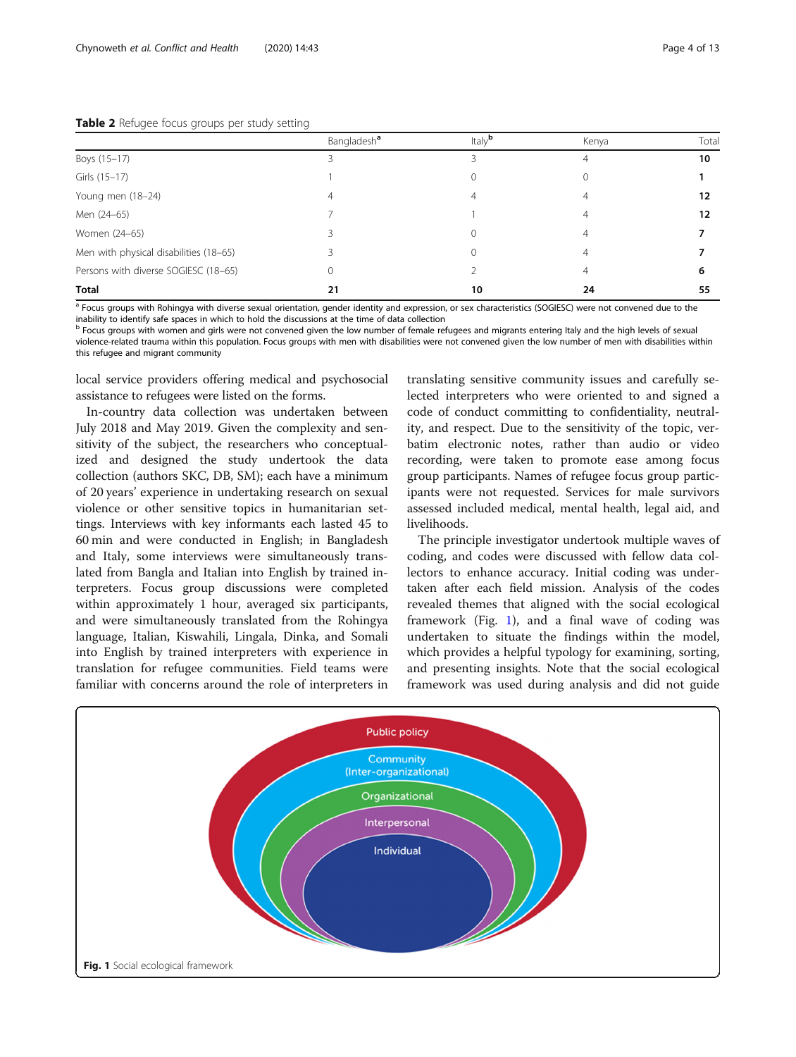**Table 2** Refugee focus groups per study setting

| | Bangladesh[a] | Italy[b] | Kenya | Total |
|---|---|---|---|---|
| Boys (15–17) | 3 | 3 | 4 | **10** |
| Girls (15–17) | 1 | 0 | 0 | **1** |
| Young men (18–24) | 4 | 4 | 4 | **12** |
| Men (24–65) | 7 | 1 | 4 | **12** |
| Women (24–65) | 3 | 0 | 4 | **7** |
| Men with physical disabilities (18–65) | 3 | 0 | 4 | **7** |
| Persons with diverse SOGIESC (18–65) | 0 | 2 | 4 | **6** |
| **Total** | **21** | **10** | **24** | **55** |

[a] Focus groups with Rohingya with diverse sexual orientation, gender identity and expression, or sex characteristics (SOGIESC) were not convened due to the inability to identify safe spaces in which to hold the discussions at the time of data collection

[b] Focus groups with women and girls were not convened given the low number of female refugees and migrants entering Italy and the high levels of sexual violence-related trauma within this population. Focus groups with men with disabilities were not convened given the low number of men with disabilities within this refugee and migrant community

local service providers offering medical and psychosocial assistance to refugees were listed on the forms.

In-country data collection was undertaken between July 2018 and May 2019. Given the complexity and sensitivity of the subject, the researchers who conceptualized and designed the study undertook the data collection (authors SKC, DB, SM); each have a minimum of 20 years' experience in undertaking research on sexual violence or other sensitive topics in humanitarian settings. Interviews with key informants each lasted 45 to 60 min and were conducted in English; in Bangladesh and Italy, some interviews were simultaneously translated from Bangla and Italian into English by trained interpreters. Focus group discussions were completed within approximately 1 hour, averaged six participants, and were simultaneously translated from the Rohingya language, Italian, Kiswahili, Lingala, Dinka, and Somali into English by trained interpreters with experience in translation for refugee communities. Field teams were familiar with concerns around the role of interpreters in translating sensitive community issues and carefully selected interpreters who were oriented to and signed a code of conduct committing to confidentiality, neutrality, and respect. Due to the sensitivity of the topic, verbatim electronic notes, rather than audio or video recording, were taken to promote ease among focus group participants. Names of refugee focus group participants were not requested. Services for male survivors assessed included medical, mental health, legal aid, and livelihoods.

The principle investigator undertook multiple waves of coding, and codes were discussed with fellow data collectors to enhance accuracy. Initial coding was undertaken after each field mission. Analysis of the codes revealed themes that aligned with the social ecological framework (Fig. 1), and a final wave of coding was undertaken to situate the findings within the model, which provides a helpful typology for examining, sorting, and presenting insights. Note that the social ecological framework was used during analysis and did not guide

Public policy

Community (Inter-organizational)

Organizational

Interpersonal

Individual

**Fig. 1** Social ecological framework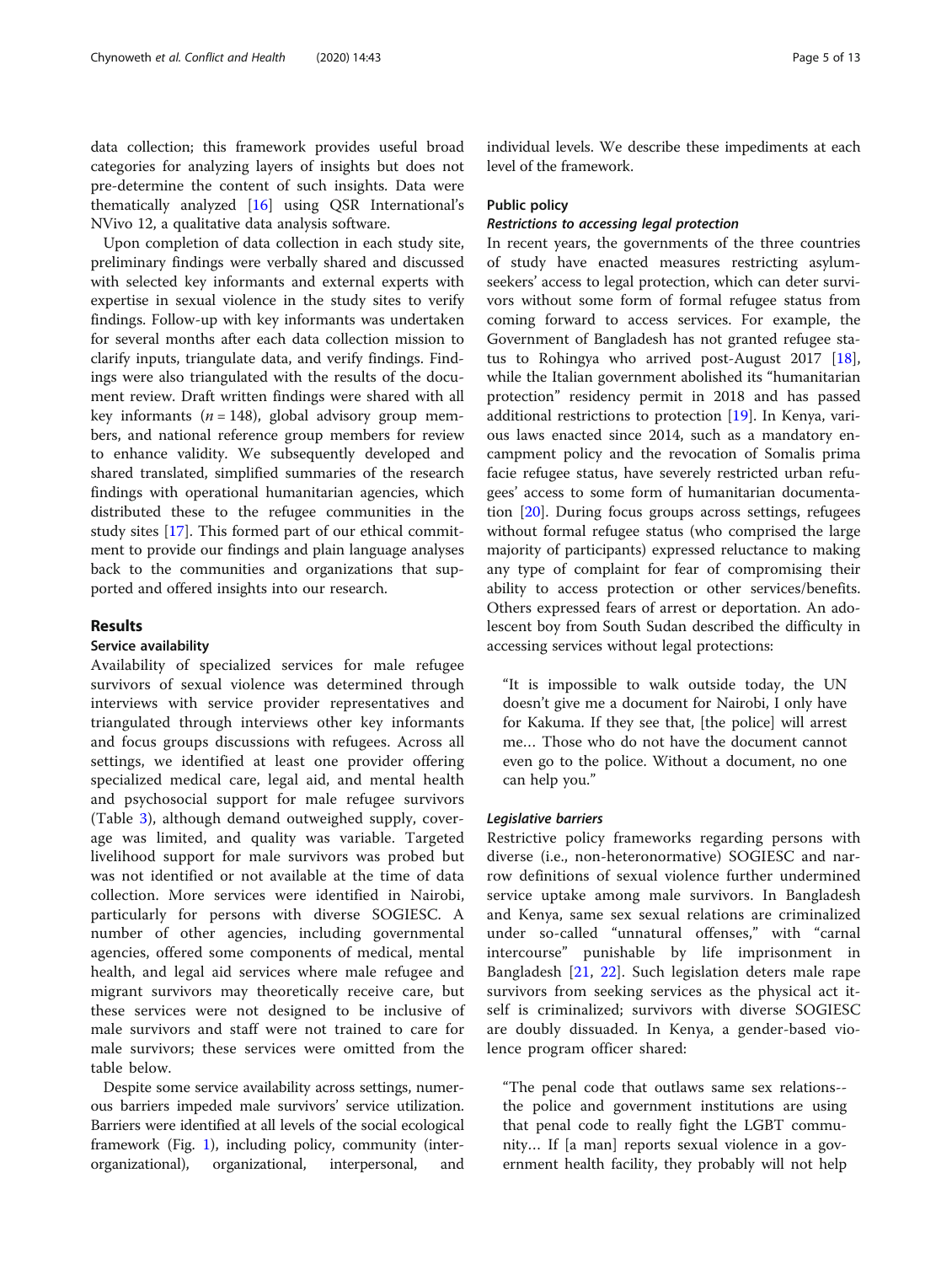data collection; this framework provides useful broad categories for analyzing layers of insights but does not pre-determine the content of such insights. Data were thematically analyzed [16] using QSR International's NVivo 12, a qualitative data analysis software.

Upon completion of data collection in each study site, preliminary findings were verbally shared and discussed with selected key informants and external experts with expertise in sexual violence in the study sites to verify findings. Follow-up with key informants was undertaken for several months after each data collection mission to clarify inputs, triangulate data, and verify findings. Findings were also triangulated with the results of the document review. Draft written findings were shared with all key informants ($n = 148$), global advisory group members, and national reference group members for review to enhance validity. We subsequently developed and shared translated, simplified summaries of the research findings with operational humanitarian agencies, which distributed these to the refugee communities in the study sites [17]. This formed part of our ethical commitment to provide our findings and plain language analyses back to the communities and organizations that supported and offered insights into our research.

## Results

### Service availability

Availability of specialized services for male refugee survivors of sexual violence was determined through interviews with service provider representatives and triangulated through interviews other key informants and focus groups discussions with refugees. Across all settings, we identified at least one provider offering specialized medical care, legal aid, and mental health and psychosocial support for male refugee survivors (Table 3), although demand outweighed supply, coverage was limited, and quality was variable. Targeted livelihood support for male survivors was probed but was not identified or not available at the time of data collection. More services were identified in Nairobi, particularly for persons with diverse SOGIESC. A number of other agencies, including governmental agencies, offered some components of medical, mental health, and legal aid services where male refugee and migrant survivors may theoretically receive care, but these services were not designed to be inclusive of male survivors and staff were not trained to care for male survivors; these services were omitted from the table below.

Despite some service availability across settings, numerous barriers impeded male survivors' service utilization. Barriers were identified at all levels of the social ecological framework (Fig. 1), including policy, community (inter-organizational), organizational, interpersonal, and individual levels. We describe these impediments at each level of the framework.

### Public policy

#### *Restrictions to accessing legal protection*

In recent years, the governments of the three countries of study have enacted measures restricting asylum-seekers' access to legal protection, which can deter survivors without some form of formal refugee status from coming forward to access services. For example, the Government of Bangladesh has not granted refugee status to Rohingya who arrived post-August 2017 [18], while the Italian government abolished its "humanitarian protection" residency permit in 2018 and has passed additional restrictions to protection [19]. In Kenya, various laws enacted since 2014, such as a mandatory encampment policy and the revocation of Somalis prima facie refugee status, have severely restricted urban refugees' access to some form of humanitarian documentation [20]. During focus groups across settings, refugees without formal refugee status (who comprised the large majority of participants) expressed reluctance to making any type of complaint for fear of compromising their ability to access protection or other services/benefits. Others expressed fears of arrest or deportation. An adolescent boy from South Sudan described the difficulty in accessing services without legal protections:

> "It is impossible to walk outside today, the UN doesn't give me a document for Nairobi, I only have for Kakuma. If they see that, [the police] will arrest me… Those who do not have the document cannot even go to the police. Without a document, no one can help you."

#### *Legislative barriers*

Restrictive policy frameworks regarding persons with diverse (i.e., non-heteronormative) SOGIESC and narrow definitions of sexual violence further undermined service uptake among male survivors. In Bangladesh and Kenya, same sex sexual relations are criminalized under so-called "unnatural offenses," with "carnal intercourse" punishable by life imprisonment in Bangladesh [21, 22]. Such legislation deters male rape survivors from seeking services as the physical act itself is criminalized; survivors with diverse SOGIESC are doubly dissuaded. In Kenya, a gender-based violence program officer shared:

> "The penal code that outlaws same sex relations-- the police and government institutions are using that penal code to really fight the LGBT community… If [a man] reports sexual violence in a government health facility, they probably will not help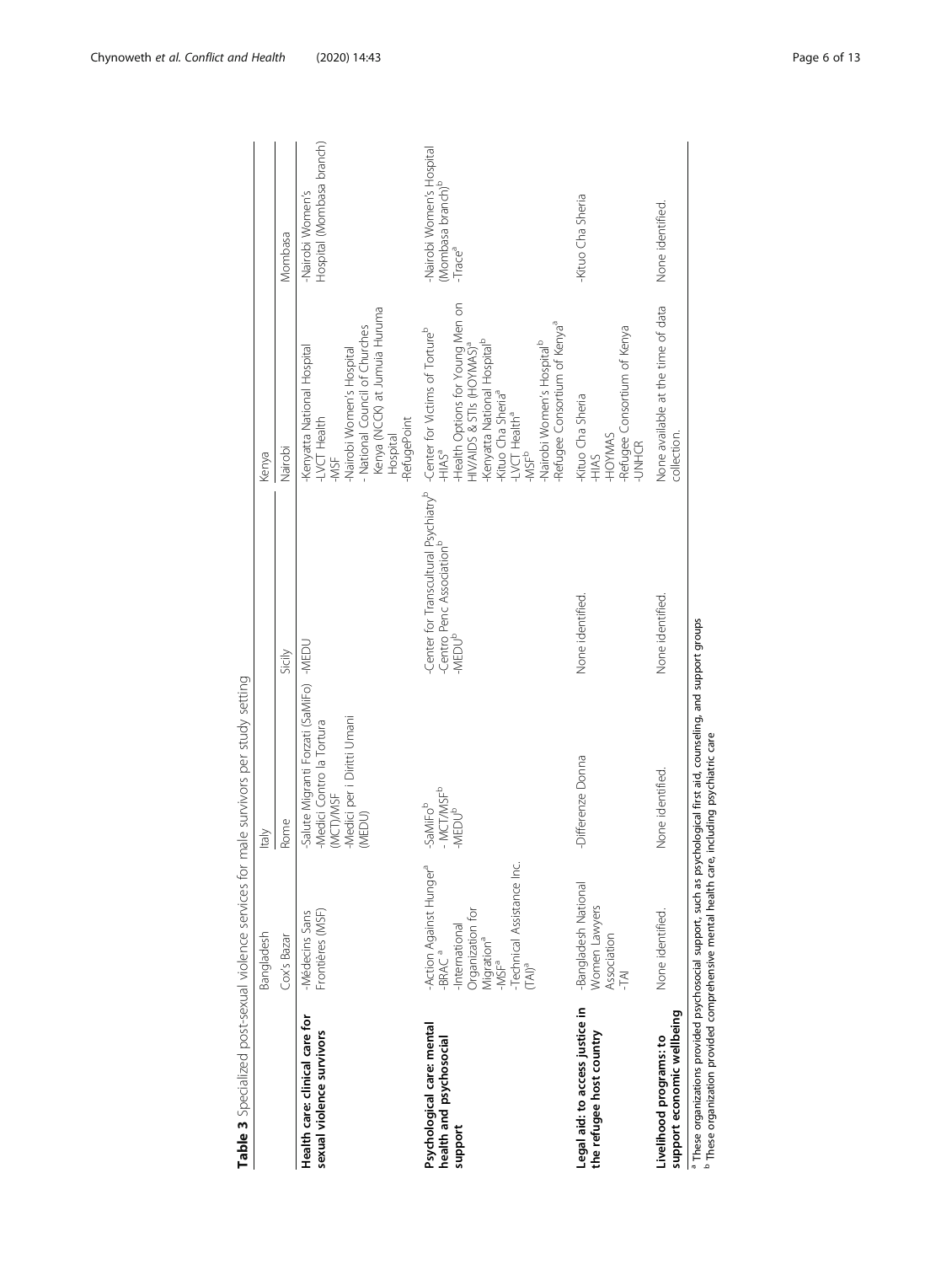**Table 3** Specialized post-sexual violence services for male survivors per study setting

| | Bangladesh | Italy | | Kenya | |
|---|---|---|---|---|---|
| | Cox's Bazar | Rome | Sicily | Nairobi | Mombasa |
| **Health care: clinical care for sexual violence survivors** | -Médecins Sans Frontières (MSF) | -Salute Migranti Forzati (SaMiFo)<br>-Medici Contro la Tortura (MCT)/MSF<br>-Medici per i Diritti Umani (MEDU) | -MEDU | -Kenyatta National Hospital<br>-LVCT Health<br>-MSF<br>-Nairobi Women's Hospital<br>- National Council of Churches Kenya (NCCK) at Jumuia Huruma Hospital<br>-RefugePoint | -Nairobi Women's Hospital (Mombasa branch) |
| **Psychological care: mental health and psychosocial support** | -Action Against Hunger[a]<br>-BRAC [a]<br>-International Organization for Migration[a]<br>-MSF[a]<br>-Technical Assistance Inc. (TAI)[a] | -SaMiFo[b]<br>- MCT/MSF[b]<br>-MEDU[b] | -Center for Transcultural Psychiatry[b]<br>-Centro Penc Association[b]<br>-MEDU[b] | -Center for Victims of Torture[b]<br>-HIAS[a]<br>-Health Options for Young Men on HIV/AIDS & STIs (HOYMAS)[a]<br>-Kenyatta National Hospital[b]<br>-Kituo Cha Sheria[a]<br>-LVCT Health[a]<br>-MSF[b]<br>-Nairobi Women's Hospital[b]<br>-Refugee Consortium of Kenya[a] | -Nairobi Women's Hospital (Mombasa branch)[b]<br>-Trace[a] |
| **Legal aid: to access justice in the refugee host country** | -Bangladesh National Women Lawyers Association<br>-TAI | -Differenze Donna | None identified. | -Kituo Cha Sheria<br>-HIAS<br>-HOYMAS<br>-Refugee Consortium of Kenya<br>-UNHCR | -Kituo Cha Sheria |
| **Livelihood programs: to support economic wellbeing** | None identified. | None identified. | None identified. | None available at the time of data collection. | None identified. |

[a] These organizations provided psychosocial support, such as psychological first aid, counseling, and support groups
[b] These organization provided comprehensive mental health care, including psychiatric care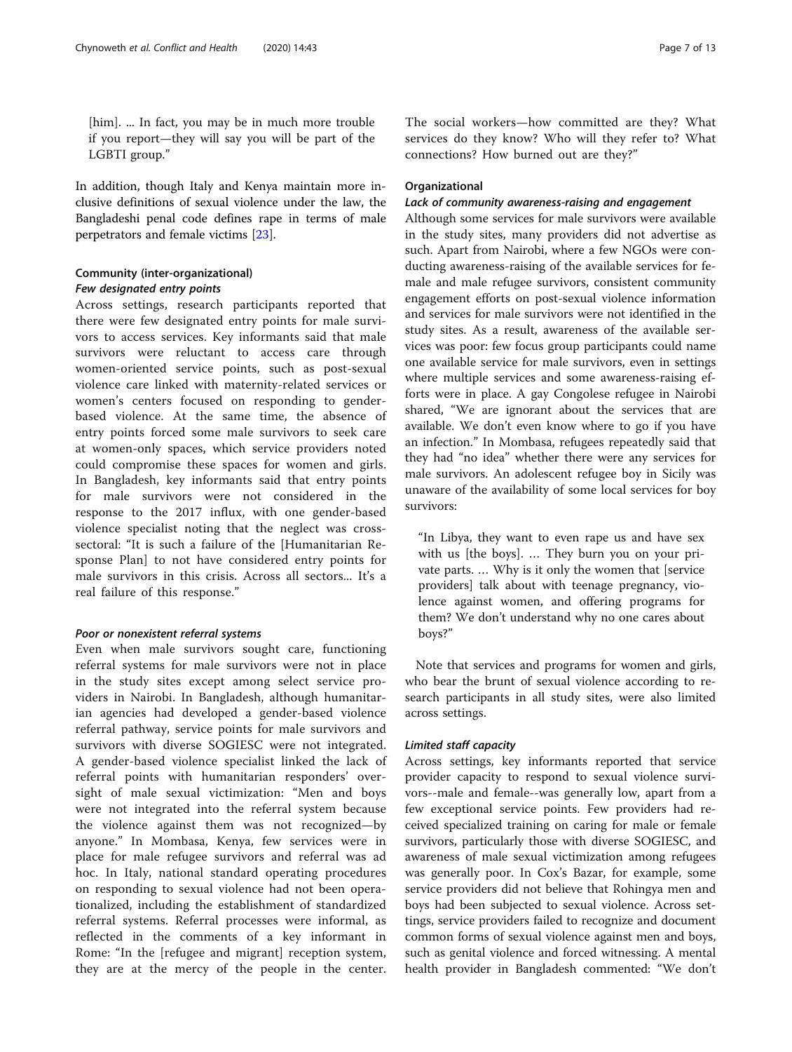[him]. ... In fact, you may be in much more trouble if you report—they will say you will be part of the LGBTI group."

In addition, though Italy and Kenya maintain more inclusive definitions of sexual violence under the law, the Bangladeshi penal code defines rape in terms of male perpetrators and female victims [23].

### Community (inter-organizational)

#### *Few designated entry points*

Across settings, research participants reported that there were few designated entry points for male survivors to access services. Key informants said that male survivors were reluctant to access care through women-oriented service points, such as post-sexual violence care linked with maternity-related services or women's centers focused on responding to gender-based violence. At the same time, the absence of entry points forced some male survivors to seek care at women-only spaces, which service providers noted could compromise these spaces for women and girls. In Bangladesh, key informants said that entry points for male survivors were not considered in the response to the 2017 influx, with one gender-based violence specialist noting that the neglect was cross-sectoral: "It is such a failure of the [Humanitarian Response Plan] to not have considered entry points for male survivors in this crisis. Across all sectors... It's a real failure of this response."

#### *Poor or nonexistent referral systems*

Even when male survivors sought care, functioning referral systems for male survivors were not in place in the study sites except among select service providers in Nairobi. In Bangladesh, although humanitarian agencies had developed a gender-based violence referral pathway, service points for male survivors and survivors with diverse SOGIESC were not integrated. A gender-based violence specialist linked the lack of referral points with humanitarian responders' oversight of male sexual victimization: "Men and boys were not integrated into the referral system because the violence against them was not recognized—by anyone." In Mombasa, Kenya, few services were in place for male refugee survivors and referral was ad hoc. In Italy, national standard operating procedures on responding to sexual violence had not been operationalized, including the establishment of standardized referral systems. Referral processes were informal, as reflected in the comments of a key informant in Rome: "In the [refugee and migrant] reception system, they are at the mercy of the people in the center. The social workers—how committed are they? What services do they know? Who will they refer to? What connections? How burned out are they?"

### Organizational

#### *Lack of community awareness-raising and engagement*

Although some services for male survivors were available in the study sites, many providers did not advertise as such. Apart from Nairobi, where a few NGOs were conducting awareness-raising of the available services for female and male refugee survivors, consistent community engagement efforts on post-sexual violence information and services for male survivors were not identified in the study sites. As a result, awareness of the available services was poor: few focus group participants could name one available service for male survivors, even in settings where multiple services and some awareness-raising efforts were in place. A gay Congolese refugee in Nairobi shared, "We are ignorant about the services that are available. We don't even know where to go if you have an infection." In Mombasa, refugees repeatedly said that they had "no idea" whether there were any services for male survivors. An adolescent refugee boy in Sicily was unaware of the availability of some local services for boy survivors:

> "In Libya, they want to even rape us and have sex with us [the boys]. … They burn you on your private parts. … Why is it only the women that [service providers] talk about with teenage pregnancy, violence against women, and offering programs for them? We don't understand why no one cares about boys?"

Note that services and programs for women and girls, who bear the brunt of sexual violence according to research participants in all study sites, were also limited across settings.

#### *Limited staff capacity*

Across settings, key informants reported that service provider capacity to respond to sexual violence survivors--male and female--was generally low, apart from a few exceptional service points. Few providers had received specialized training on caring for male or female survivors, particularly those with diverse SOGIESC, and awareness of male sexual victimization among refugees was generally poor. In Cox's Bazar, for example, some service providers did not believe that Rohingya men and boys had been subjected to sexual violence. Across settings, service providers failed to recognize and document common forms of sexual violence against men and boys, such as genital violence and forced witnessing. A mental health provider in Bangladesh commented: "We don't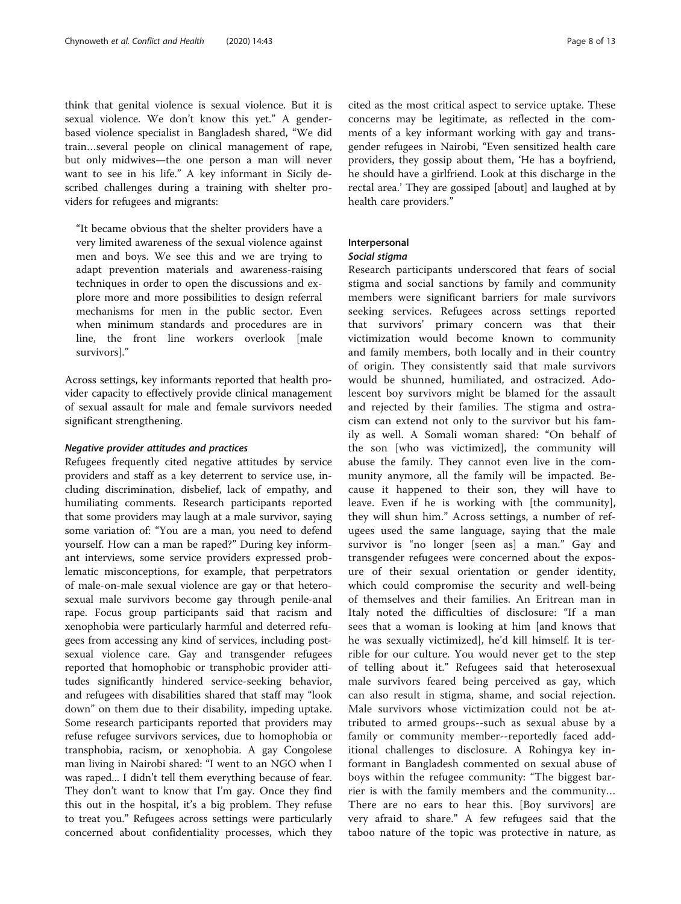think that genital violence is sexual violence. But it is sexual violence. We don't know this yet." A gender-based violence specialist in Bangladesh shared, "We did train…several people on clinical management of rape, but only midwives—the one person a man will never want to see in his life." A key informant in Sicily described challenges during a training with shelter providers for refugees and migrants:

> "It became obvious that the shelter providers have a very limited awareness of the sexual violence against men and boys. We see this and we are trying to adapt prevention materials and awareness-raising techniques in order to open the discussions and explore more and more possibilities to design referral mechanisms for men in the public sector. Even when minimum standards and procedures are in line, the front line workers overlook [male survivors]."

Across settings, key informants reported that health provider capacity to effectively provide clinical management of sexual assault for male and female survivors needed significant strengthening.

#### *Negative provider attitudes and practices*

Refugees frequently cited negative attitudes by service providers and staff as a key deterrent to service use, including discrimination, disbelief, lack of empathy, and humiliating comments. Research participants reported that some providers may laugh at a male survivor, saying some variation of: "You are a man, you need to defend yourself. How can a man be raped?" During key informant interviews, some service providers expressed problematic misconceptions, for example, that perpetrators of male-on-male sexual violence are gay or that heterosexual male survivors become gay through penile-anal rape. Focus group participants said that racism and xenophobia were particularly harmful and deterred refugees from accessing any kind of services, including post-sexual violence care. Gay and transgender refugees reported that homophobic or transphobic provider attitudes significantly hindered service-seeking behavior, and refugees with disabilities shared that staff may "look down" on them due to their disability, impeding uptake. Some research participants reported that providers may refuse refugee survivors services, due to homophobia or transphobia, racism, or xenophobia. A gay Congolese man living in Nairobi shared: "I went to an NGO when I was raped... I didn't tell them everything because of fear. They don't want to know that I'm gay. Once they find this out in the hospital, it's a big problem. They refuse to treat you." Refugees across settings were particularly concerned about confidentiality processes, which they cited as the most critical aspect to service uptake. These concerns may be legitimate, as reflected in the comments of a key informant working with gay and transgender refugees in Nairobi, "Even sensitized health care providers, they gossip about them, 'He has a boyfriend, he should have a girlfriend. Look at this discharge in the rectal area.' They are gossiped [about] and laughed at by health care providers."

### Interpersonal

#### *Social stigma*

Research participants underscored that fears of social stigma and social sanctions by family and community members were significant barriers for male survivors seeking services. Refugees across settings reported that survivors' primary concern was that their victimization would become known to community and family members, both locally and in their country of origin. They consistently said that male survivors would be shunned, humiliated, and ostracized. Adolescent boy survivors might be blamed for the assault and rejected by their families. The stigma and ostracism can extend not only to the survivor but his family as well. A Somali woman shared: "On behalf of the son [who was victimized], the community will abuse the family. They cannot even live in the community anymore, all the family will be impacted. Because it happened to their son, they will have to leave. Even if he is working with [the community], they will shun him." Across settings, a number of refugees used the same language, saying that the male survivor is "no longer [seen as] a man." Gay and transgender refugees were concerned about the exposure of their sexual orientation or gender identity, which could compromise the security and well-being of themselves and their families. An Eritrean man in Italy noted the difficulties of disclosure: "If a man sees that a woman is looking at him [and knows that he was sexually victimized], he'd kill himself. It is terrible for our culture. You would never get to the step of telling about it." Refugees said that heterosexual male survivors feared being perceived as gay, which can also result in stigma, shame, and social rejection. Male survivors whose victimization could not be attributed to armed groups--such as sexual abuse by a family or community member--reportedly faced additional challenges to disclosure. A Rohingya key informant in Bangladesh commented on sexual abuse of boys within the refugee community: "The biggest barrier is with the family members and the community… There are no ears to hear this. [Boy survivors] are very afraid to share." A few refugees said that the taboo nature of the topic was protective in nature, as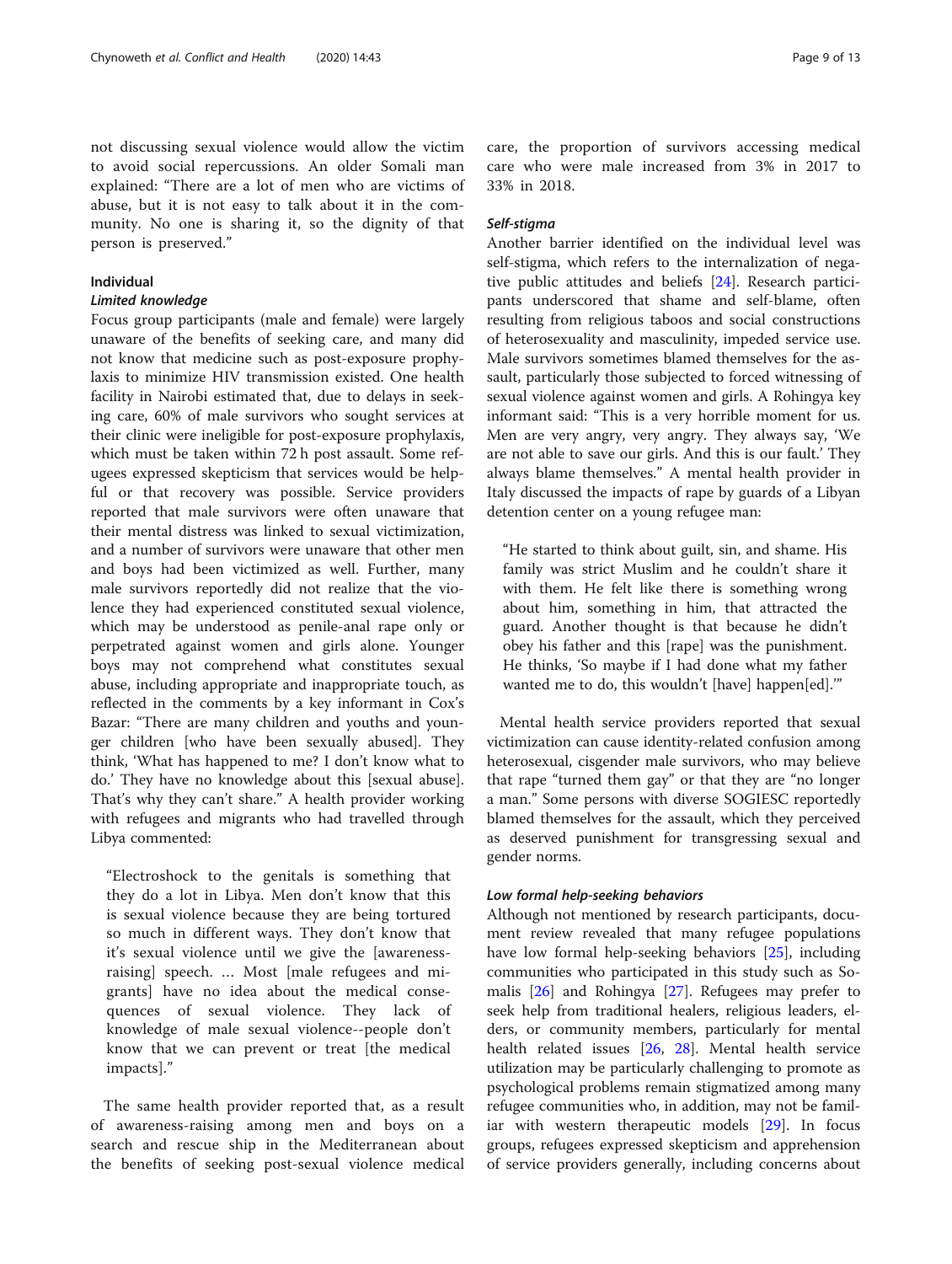not discussing sexual violence would allow the victim to avoid social repercussions. An older Somali man explained: "There are a lot of men who are victims of abuse, but it is not easy to talk about it in the community. No one is sharing it, so the dignity of that person is preserved."

### Individual

#### *Limited knowledge*

Focus group participants (male and female) were largely unaware of the benefits of seeking care, and many did not know that medicine such as post-exposure prophylaxis to minimize HIV transmission existed. One health facility in Nairobi estimated that, due to delays in seeking care, 60% of male survivors who sought services at their clinic were ineligible for post-exposure prophylaxis, which must be taken within 72 h post assault. Some refugees expressed skepticism that services would be helpful or that recovery was possible. Service providers reported that male survivors were often unaware that their mental distress was linked to sexual victimization, and a number of survivors were unaware that other men and boys had been victimized as well. Further, many male survivors reportedly did not realize that the violence they had experienced constituted sexual violence, which may be understood as penile-anal rape only or perpetrated against women and girls alone. Younger boys may not comprehend what constitutes sexual abuse, including appropriate and inappropriate touch, as reflected in the comments by a key informant in Cox's Bazar: "There are many children and youths and younger children [who have been sexually abused]. They think, 'What has happened to me? I don't know what to do.' They have no knowledge about this [sexual abuse]. That's why they can't share." A health provider working with refugees and migrants who had travelled through Libya commented:

> "Electroshock to the genitals is something that they do a lot in Libya. Men don't know that this is sexual violence because they are being tortured so much in different ways. They don't know that it's sexual violence until we give the [awareness-raising] speech. … Most [male refugees and migrants] have no idea about the medical consequences of sexual violence. They lack of knowledge of male sexual violence--people don't know that we can prevent or treat [the medical impacts]."

The same health provider reported that, as a result of awareness-raising among men and boys on a search and rescue ship in the Mediterranean about the benefits of seeking post-sexual violence medical care, the proportion of survivors accessing medical care who were male increased from 3% in 2017 to 33% in 2018.

#### *Self-stigma*

Another barrier identified on the individual level was self-stigma, which refers to the internalization of negative public attitudes and beliefs [24]. Research participants underscored that shame and self-blame, often resulting from religious taboos and social constructions of heterosexuality and masculinity, impeded service use. Male survivors sometimes blamed themselves for the assault, particularly those subjected to forced witnessing of sexual violence against women and girls. A Rohingya key informant said: "This is a very horrible moment for us. Men are very angry, very angry. They always say, 'We are not able to save our girls. And this is our fault.' They always blame themselves." A mental health provider in Italy discussed the impacts of rape by guards of a Libyan detention center on a young refugee man:

> "He started to think about guilt, sin, and shame. His family was strict Muslim and he couldn't share it with them. He felt like there is something wrong about him, something in him, that attracted the guard. Another thought is that because he didn't obey his father and this [rape] was the punishment. He thinks, 'So maybe if I had done what my father wanted me to do, this wouldn't [have] happen[ed].'"

Mental health service providers reported that sexual victimization can cause identity-related confusion among heterosexual, cisgender male survivors, who may believe that rape "turned them gay" or that they are "no longer a man." Some persons with diverse SOGIESC reportedly blamed themselves for the assault, which they perceived as deserved punishment for transgressing sexual and gender norms.

#### *Low formal help-seeking behaviors*

Although not mentioned by research participants, document review revealed that many refugee populations have low formal help-seeking behaviors [25], including communities who participated in this study such as Somalis [26] and Rohingya [27]. Refugees may prefer to seek help from traditional healers, religious leaders, elders, or community members, particularly for mental health related issues [26, 28]. Mental health service utilization may be particularly challenging to promote as psychological problems remain stigmatized among many refugee communities who, in addition, may not be familiar with western therapeutic models [29]. In focus groups, refugees expressed skepticism and apprehension of service providers generally, including concerns about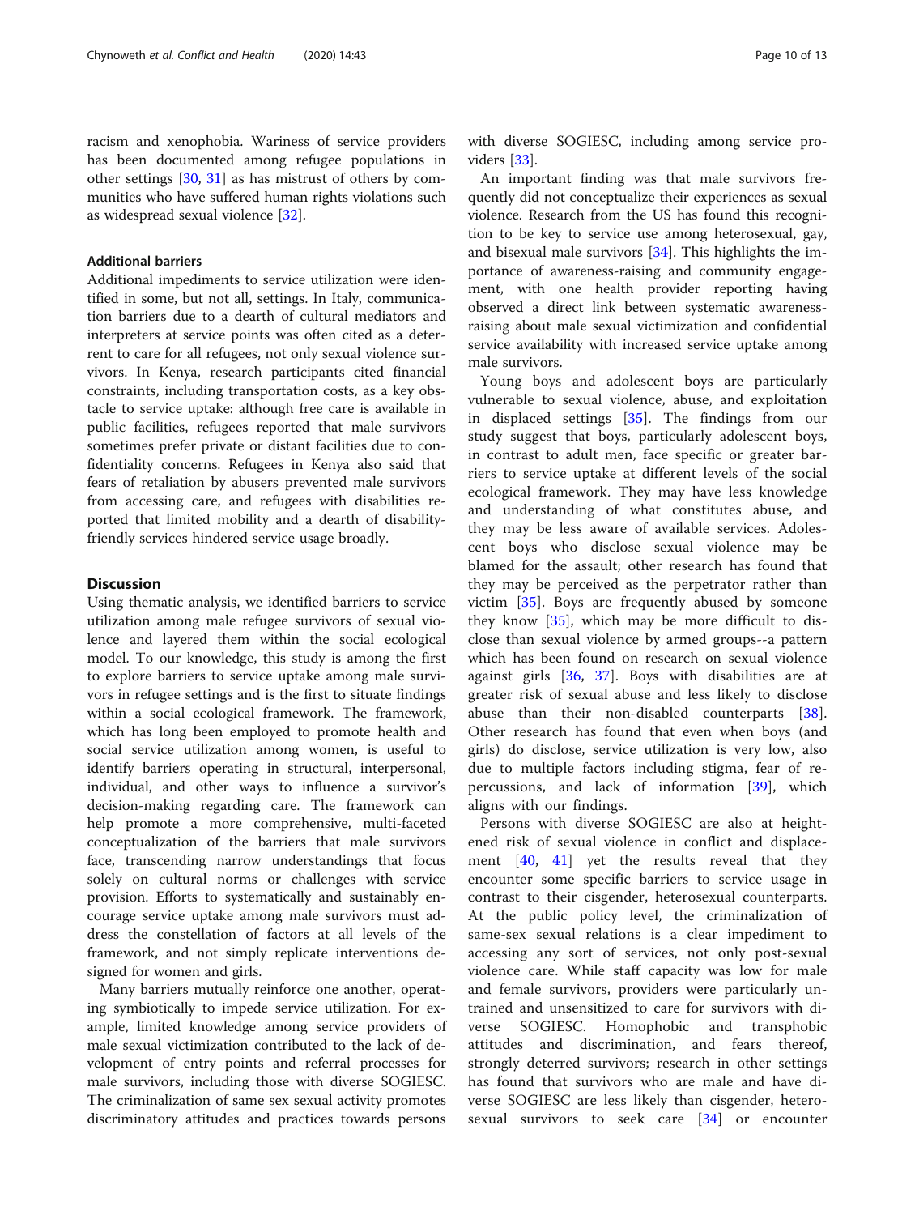racism and xenophobia. Wariness of service providers has been documented among refugee populations in other settings [30, 31] as has mistrust of others by communities who have suffered human rights violations such as widespread sexual violence [32].

### Additional barriers

Additional impediments to service utilization were identified in some, but not all, settings. In Italy, communication barriers due to a dearth of cultural mediators and interpreters at service points was often cited as a deterrent to care for all refugees, not only sexual violence survivors. In Kenya, research participants cited financial constraints, including transportation costs, as a key obstacle to service uptake: although free care is available in public facilities, refugees reported that male survivors sometimes prefer private or distant facilities due to confidentiality concerns. Refugees in Kenya also said that fears of retaliation by abusers prevented male survivors from accessing care, and refugees with disabilities reported that limited mobility and a dearth of disability-friendly services hindered service usage broadly.

## Discussion

Using thematic analysis, we identified barriers to service utilization among male refugee survivors of sexual violence and layered them within the social ecological model. To our knowledge, this study is among the first to explore barriers to service uptake among male survivors in refugee settings and is the first to situate findings within a social ecological framework. The framework, which has long been employed to promote health and social service utilization among women, is useful to identify barriers operating in structural, interpersonal, individual, and other ways to influence a survivor's decision-making regarding care. The framework can help promote a more comprehensive, multi-faceted conceptualization of the barriers that male survivors face, transcending narrow understandings that focus solely on cultural norms or challenges with service provision. Efforts to systematically and sustainably encourage service uptake among male survivors must address the constellation of factors at all levels of the framework, and not simply replicate interventions designed for women and girls.

Many barriers mutually reinforce one another, operating symbiotically to impede service utilization. For example, limited knowledge among service providers of male sexual victimization contributed to the lack of development of entry points and referral processes for male survivors, including those with diverse SOGIESC. The criminalization of same sex sexual activity promotes discriminatory attitudes and practices towards persons with diverse SOGIESC, including among service providers [33].

An important finding was that male survivors frequently did not conceptualize their experiences as sexual violence. Research from the US has found this recognition to be key to service use among heterosexual, gay, and bisexual male survivors [34]. This highlights the importance of awareness-raising and community engagement, with one health provider reporting having observed a direct link between systematic awareness-raising about male sexual victimization and confidential service availability with increased service uptake among male survivors.

Young boys and adolescent boys are particularly vulnerable to sexual violence, abuse, and exploitation in displaced settings [35]. The findings from our study suggest that boys, particularly adolescent boys, in contrast to adult men, face specific or greater barriers to service uptake at different levels of the social ecological framework. They may have less knowledge and understanding of what constitutes abuse, and they may be less aware of available services. Adolescent boys who disclose sexual violence may be blamed for the assault; other research has found that they may be perceived as the perpetrator rather than victim [35]. Boys are frequently abused by someone they know [35], which may be more difficult to disclose than sexual violence by armed groups--a pattern which has been found on research on sexual violence against girls [36, 37]. Boys with disabilities are at greater risk of sexual abuse and less likely to disclose abuse than their non-disabled counterparts [38]. Other research has found that even when boys (and girls) do disclose, service utilization is very low, also due to multiple factors including stigma, fear of repercussions, and lack of information [39], which aligns with our findings.

Persons with diverse SOGIESC are also at heightened risk of sexual violence in conflict and displacement [40, 41] yet the results reveal that they encounter some specific barriers to service usage in contrast to their cisgender, heterosexual counterparts. At the public policy level, the criminalization of same-sex sexual relations is a clear impediment to accessing any sort of services, not only post-sexual violence care. While staff capacity was low for male and female survivors, providers were particularly untrained and unsensitized to care for survivors with diverse SOGIESC. Homophobic and transphobic attitudes and discrimination, and fears thereof, strongly deterred survivors; research in other settings has found that survivors who are male and have diverse SOGIESC are less likely than cisgender, heterosexual survivors to seek care [34] or encounter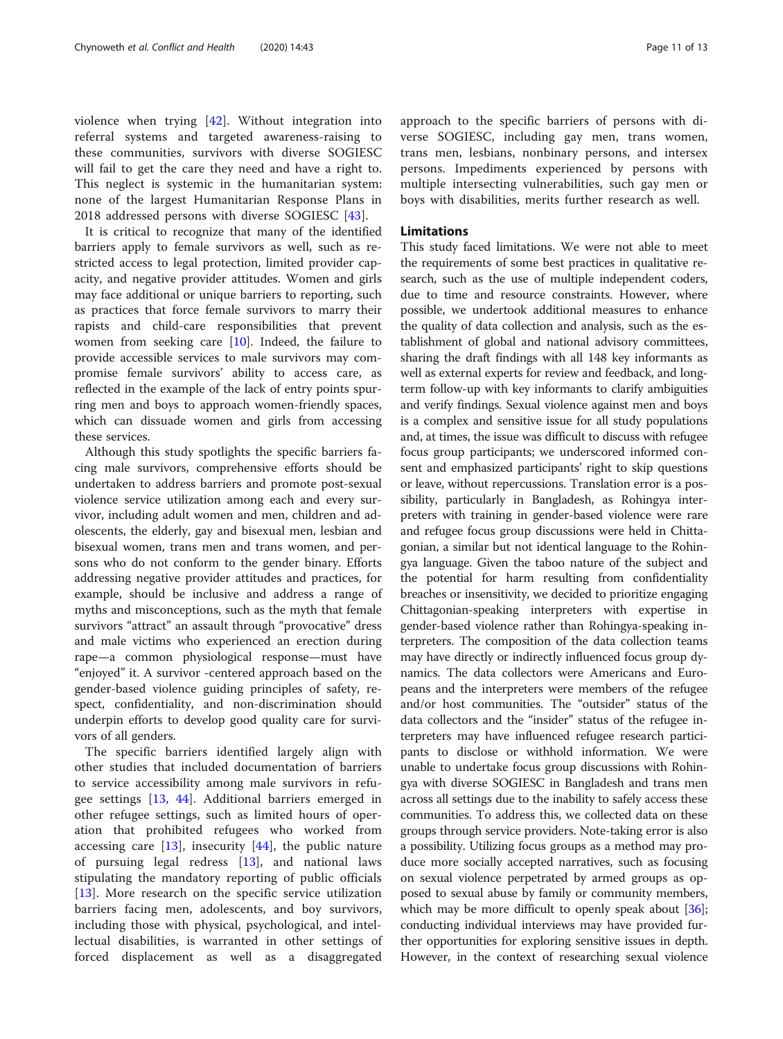violence when trying [42]. Without integration into referral systems and targeted awareness-raising to these communities, survivors with diverse SOGIESC will fail to get the care they need and have a right to. This neglect is systemic in the humanitarian system: none of the largest Humanitarian Response Plans in 2018 addressed persons with diverse SOGIESC [43].

It is critical to recognize that many of the identified barriers apply to female survivors as well, such as restricted access to legal protection, limited provider capacity, and negative provider attitudes. Women and girls may face additional or unique barriers to reporting, such as practices that force female survivors to marry their rapists and child-care responsibilities that prevent women from seeking care [10]. Indeed, the failure to provide accessible services to male survivors may compromise female survivors' ability to access care, as reflected in the example of the lack of entry points spurring men and boys to approach women-friendly spaces, which can dissuade women and girls from accessing these services.

Although this study spotlights the specific barriers facing male survivors, comprehensive efforts should be undertaken to address barriers and promote post-sexual violence service utilization among each and every survivor, including adult women and men, children and adolescents, the elderly, gay and bisexual men, lesbian and bisexual women, trans men and trans women, and persons who do not conform to the gender binary. Efforts addressing negative provider attitudes and practices, for example, should be inclusive and address a range of myths and misconceptions, such as the myth that female survivors "attract" an assault through "provocative" dress and male victims who experienced an erection during rape—a common physiological response—must have "enjoyed" it. A survivor -centered approach based on the gender-based violence guiding principles of safety, respect, confidentiality, and non-discrimination should underpin efforts to develop good quality care for survivors of all genders.

The specific barriers identified largely align with other studies that included documentation of barriers to service accessibility among male survivors in refugee settings [13, 44]. Additional barriers emerged in other refugee settings, such as limited hours of operation that prohibited refugees who worked from accessing care [13], insecurity [44], the public nature of pursuing legal redress [13], and national laws stipulating the mandatory reporting of public officials [13]. More research on the specific service utilization barriers facing men, adolescents, and boy survivors, including those with physical, psychological, and intellectual disabilities, is warranted in other settings of forced displacement as well as a disaggregated approach to the specific barriers of persons with diverse SOGIESC, including gay men, trans women, trans men, lesbians, nonbinary persons, and intersex persons. Impediments experienced by persons with multiple intersecting vulnerabilities, such gay men or boys with disabilities, merits further research as well.

## Limitations

This study faced limitations. We were not able to meet the requirements of some best practices in qualitative research, such as the use of multiple independent coders, due to time and resource constraints. However, where possible, we undertook additional measures to enhance the quality of data collection and analysis, such as the establishment of global and national advisory committees, sharing the draft findings with all 148 key informants as well as external experts for review and feedback, and long-term follow-up with key informants to clarify ambiguities and verify findings. Sexual violence against men and boys is a complex and sensitive issue for all study populations and, at times, the issue was difficult to discuss with refugee focus group participants; we underscored informed consent and emphasized participants' right to skip questions or leave, without repercussions. Translation error is a possibility, particularly in Bangladesh, as Rohingya interpreters with training in gender-based violence were rare and refugee focus group discussions were held in Chittagonian, a similar but not identical language to the Rohingya language. Given the taboo nature of the subject and the potential for harm resulting from confidentiality breaches or insensitivity, we decided to prioritize engaging Chittagonian-speaking interpreters with expertise in gender-based violence rather than Rohingya-speaking interpreters. The composition of the data collection teams may have directly or indirectly influenced focus group dynamics. The data collectors were Americans and Europeans and the interpreters were members of the refugee and/or host communities. The "outsider" status of the data collectors and the "insider" status of the refugee interpreters may have influenced refugee research participants to disclose or withhold information. We were unable to undertake focus group discussions with Rohingya with diverse SOGIESC in Bangladesh and trans men across all settings due to the inability to safely access these communities. To address this, we collected data on these groups through service providers. Note-taking error is also a possibility. Utilizing focus groups as a method may produce more socially accepted narratives, such as focusing on sexual violence perpetrated by armed groups as opposed to sexual abuse by family or community members, which may be more difficult to openly speak about [36]; conducting individual interviews may have provided further opportunities for exploring sensitive issues in depth. However, in the context of researching sexual violence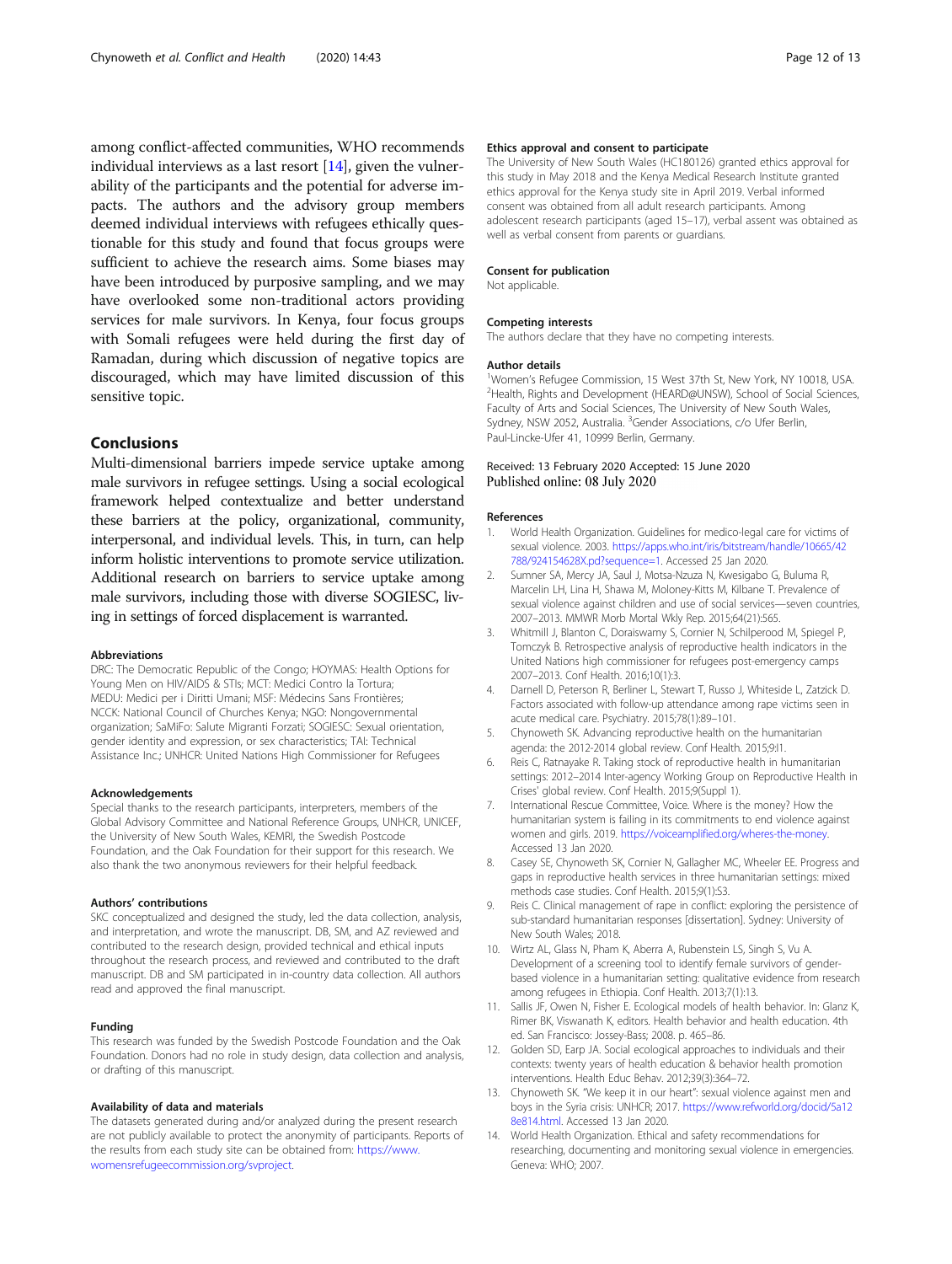among conflict-affected communities, WHO recommends individual interviews as a last resort [14], given the vulnerability of the participants and the potential for adverse impacts. The authors and the advisory group members deemed individual interviews with refugees ethically questionable for this study and found that focus groups were sufficient to achieve the research aims. Some biases may have been introduced by purposive sampling, and we may have overlooked some non-traditional actors providing services for male survivors. In Kenya, four focus groups with Somali refugees were held during the first day of Ramadan, during which discussion of negative topics are discouraged, which may have limited discussion of this sensitive topic.

## Conclusions

Multi-dimensional barriers impede service uptake among male survivors in refugee settings. Using a social ecological framework helped contextualize and better understand these barriers at the policy, organizational, community, interpersonal, and individual levels. This, in turn, can help inform holistic interventions to promote service utilization. Additional research on barriers to service uptake among male survivors, including those with diverse SOGIESC, living in settings of forced displacement is warranted.

#### Abbreviations

DRC: The Democratic Republic of the Congo; HOYMAS: Health Options for Young Men on HIV/AIDS & STIs; MCT: Medici Contro la Tortura; MEDU: Medici per i Diritti Umani; MSF: Médecins Sans Frontières; NCCK: National Council of Churches Kenya; NGO: Nongovernmental organization; SaMiFo: Salute Migranti Forzati; SOGIESC: Sexual orientation, gender identity and expression, or sex characteristics; TAI: Technical Assistance Inc.; UNHCR: United Nations High Commissioner for Refugees

#### Acknowledgements

Special thanks to the research participants, interpreters, members of the Global Advisory Committee and National Reference Groups, UNHCR, UNICEF, the University of New South Wales, KEMRI, the Swedish Postcode Foundation, and the Oak Foundation for their support for this research. We also thank the two anonymous reviewers for their helpful feedback.

#### Authors' contributions

SKC conceptualized and designed the study, led the data collection, analysis, and interpretation, and wrote the manuscript. DB, SM, and AZ reviewed and contributed to the research design, provided technical and ethical inputs throughout the research process, and reviewed and contributed to the draft manuscript. DB and SM participated in in-country data collection. All authors read and approved the final manuscript.

#### Funding

This research was funded by the Swedish Postcode Foundation and the Oak Foundation. Donors had no role in study design, data collection and analysis, or drafting of this manuscript.

#### Availability of data and materials

The datasets generated during and/or analyzed during the present research are not publicly available to protect the anonymity of participants. Reports of the results from each study site can be obtained from: https://www.womensrefugeecommission.org/svproject.

#### Ethics approval and consent to participate

The University of New South Wales (HC180126) granted ethics approval for this study in May 2018 and the Kenya Medical Research Institute granted ethics approval for the Kenya study site in April 2019. Verbal informed consent was obtained from all adult research participants. Among adolescent research participants (aged 15–17), verbal assent was obtained as well as verbal consent from parents or guardians.

#### Consent for publication

Not applicable.

#### Competing interests

The authors declare that they have no competing interests.

#### Author details

[1]Women's Refugee Commission, 15 West 37th St, New York, NY 10018, USA. [2]Health, Rights and Development (HEARD@UNSW), School of Social Sciences, Faculty of Arts and Social Sciences, The University of New South Wales, Sydney, NSW 2052, Australia. [3]Gender Associations, c/o Ufer Berlin, Paul-Lincke-Ufer 41, 10999 Berlin, Germany.

Received: 13 February 2020 Accepted: 15 June 2020
Published online: 08 July 2020

#### References

1. World Health Organization. Guidelines for medico-legal care for victims of sexual violence. 2003. https://apps.who.int/iris/bitstream/handle/10665/42788/924154628X.pd?sequence=1. Accessed 25 Jan 2020.
2. Sumner SA, Mercy JA, Saul J, Motsa-Nzuza N, Kwesigabo G, Buluma R, Marcelin LH, Lina H, Shawa M, Moloney-Kitts M, Kilbane T. Prevalence of sexual violence against children and use of social services—seven countries, 2007–2013. MMWR Morb Mortal Wkly Rep. 2015;64(21):565.
3. Whitmill J, Blanton C, Doraiswamy S, Cornier N, Schilperood M, Spiegel P, Tomczyk B. Retrospective analysis of reproductive health indicators in the United Nations high commissioner for refugees post-emergency camps 2007–2013. Conf Health. 2016;10(1):3.
4. Darnell D, Peterson R, Berliner L, Stewart T, Russo J, Whiteside L, Zatzick D. Factors associated with follow-up attendance among rape victims seen in acute medical care. Psychiatry. 2015;78(1):89–101.
5. Chynoweth SK. Advancing reproductive health on the humanitarian agenda: the 2012-2014 global review. Conf Health. 2015;9:I1.
6. Reis C, Ratnayake R. Taking stock of reproductive health in humanitarian settings: 2012–2014 Inter-agency Working Group on Reproductive Health in Crises' global review. Conf Health. 2015;9(Suppl 1).
7. International Rescue Committee, Voice. Where is the money? How the humanitarian system is failing in its commitments to end violence against women and girls. 2019. https://voiceamplified.org/wheres-the-money. Accessed 13 Jan 2020.
8. Casey SE, Chynoweth SK, Cornier N, Gallagher MC, Wheeler EE. Progress and gaps in reproductive health services in three humanitarian settings: mixed methods case studies. Conf Health. 2015;9(1):S3.
9. Reis C. Clinical management of rape in conflict: exploring the persistence of sub-standard humanitarian responses [dissertation]. Sydney: University of New South Wales; 2018.
10. Wirtz AL, Glass N, Pham K, Aberra A, Rubenstein LS, Singh S, Vu A. Development of a screening tool to identify female survivors of gender-based violence in a humanitarian setting: qualitative evidence from research among refugees in Ethiopia. Conf Health. 2013;7(1):13.
11. Sallis JF, Owen N, Fisher E. Ecological models of health behavior. In: Glanz K, Rimer BK, Viswanath K, editors. Health behavior and health education. 4th ed. San Francisco: Jossey-Bass; 2008. p. 465–86.
12. Golden SD, Earp JA. Social ecological approaches to individuals and their contexts: twenty years of health education & behavior health promotion interventions. Health Educ Behav. 2012;39(3):364–72.
13. Chynoweth SK. "We keep it in our heart": sexual violence against men and boys in the Syria crisis: UNHCR; 2017. https://www.refworld.org/docid/5a128e814.html. Accessed 13 Jan 2020.
14. World Health Organization. Ethical and safety recommendations for researching, documenting and monitoring sexual violence in emergencies. Geneva: WHO; 2007.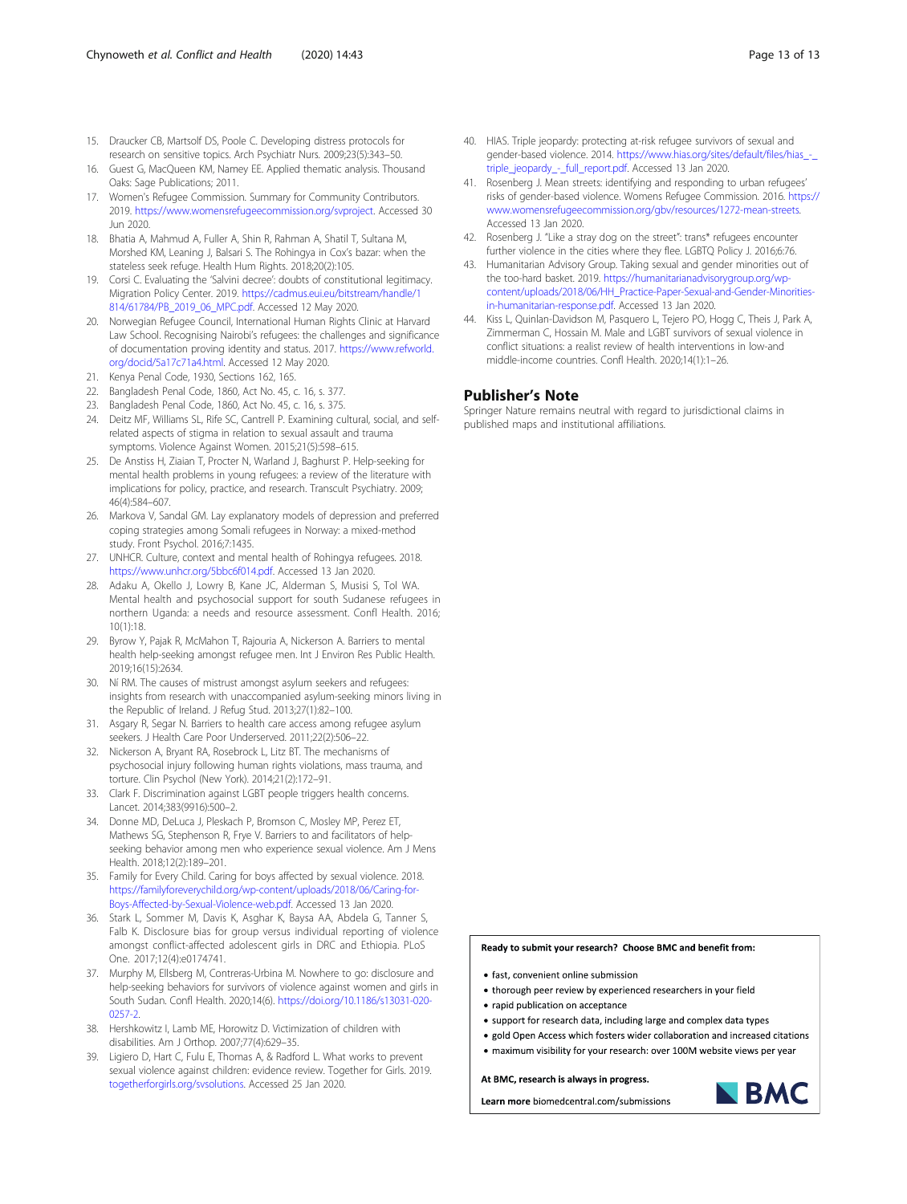15. Draucker CB, Martsolf DS, Poole C. Developing distress protocols for research on sensitive topics. Arch Psychiatr Nurs. 2009;23(5):343–50.
16. Guest G, MacQueen KM, Namey EE. Applied thematic analysis. Thousand Oaks: Sage Publications; 2011.
17. Women's Refugee Commission. Summary for Community Contributors. 2019. https://www.womensrefugeecommission.org/svproject. Accessed 30 Jun 2020.
18. Bhatia A, Mahmud A, Fuller A, Shin R, Rahman A, Shatil T, Sultana M, Morshed KM, Leaning J, Balsari S. The Rohingya in Cox's bazar: when the stateless seek refuge. Health Hum Rights. 2018;20(2):105.
19. Corsi C. Evaluating the 'Salvini decree': doubts of constitutional legitimacy. Migration Policy Center. 2019. https://cadmus.eui.eu/bitstream/handle/1814/61784/PB_2019_06_MPC.pdf. Accessed 12 May 2020.
20. Norwegian Refugee Council, International Human Rights Clinic at Harvard Law School. Recognising Nairobi's refugees: the challenges and significance of documentation proving identity and status. 2017. https://www.refworld.org/docid/5a17c71a4.html. Accessed 12 May 2020.
21. Kenya Penal Code, 1930, Sections 162, 165.
22. Bangladesh Penal Code, 1860, Act No. 45, c. 16, s. 377.
23. Bangladesh Penal Code, 1860, Act No. 45, c. 16, s. 375.
24. Deitz MF, Williams SL, Rife SC, Cantrell P. Examining cultural, social, and self-related aspects of stigma in relation to sexual assault and trauma symptoms. Violence Against Women. 2015;21(5):598–615.
25. De Anstiss H, Ziaian T, Procter N, Warland J, Baghurst P. Help-seeking for mental health problems in young refugees: a review of the literature with implications for policy, practice, and research. Transcult Psychiatry. 2009;46(4):584–607.
26. Markova V, Sandal GM. Lay explanatory models of depression and preferred coping strategies among Somali refugees in Norway: a mixed-method study. Front Psychol. 2016;7:1435.
27. UNHCR. Culture, context and mental health of Rohingya refugees. 2018. https://www.unhcr.org/5bbc6f014.pdf. Accessed 13 Jan 2020.
28. Adaku A, Okello J, Lowry B, Kane JC, Alderman S, Musisi S, Tol WA. Mental health and psychosocial support for south Sudanese refugees in northern Uganda: a needs and resource assessment. Confl Health. 2016;10(1):18.
29. Byrow Y, Pajak R, McMahon T, Rajouria A, Nickerson A. Barriers to mental health help-seeking amongst refugee men. Int J Environ Res Public Health. 2019;16(15):2634.
30. Ní RM. The causes of mistrust amongst asylum seekers and refugees: insights from research with unaccompanied asylum-seeking minors living in the Republic of Ireland. J Refug Stud. 2013;27(1):82–100.
31. Asgary R, Segar N. Barriers to health care access among refugee asylum seekers. J Health Care Poor Underserved. 2011;22(2):506–22.
32. Nickerson A, Bryant RA, Rosebrock L, Litz BT. The mechanisms of psychosocial injury following human rights violations, mass trauma, and torture. Clin Psychol (New York). 2014;21(2):172–91.
33. Clark F. Discrimination against LGBT people triggers health concerns. Lancet. 2014;383(9916):500–2.
34. Donne MD, DeLuca J, Pleskach P, Bromson C, Mosley MP, Perez ET, Mathews SG, Stephenson R, Frye V. Barriers to and facilitators of help-seeking behavior among men who experience sexual violence. Am J Mens Health. 2018;12(2):189–201.
35. Family for Every Child. Caring for boys affected by sexual violence. 2018. https://familyforeverychild.org/wp-content/uploads/2018/06/Caring-for-Boys-Affected-by-Sexual-Violence-web.pdf. Accessed 13 Jan 2020.
36. Stark L, Sommer M, Davis K, Asghar K, Baysa AA, Abdela G, Tanner S, Falb K. Disclosure bias for group versus individual reporting of violence amongst conflict-affected adolescent girls in DRC and Ethiopia. PLoS One. 2017;12(4):e0174741.
37. Murphy M, Ellsberg M, Contreras-Urbina M. Nowhere to go: disclosure and help-seeking behaviors for survivors of violence against women and girls in South Sudan. Confl Health. 2020;14(6). https://doi.org/10.1186/s13031-020-0257-2.
38. Hershkowitz I, Lamb ME, Horowitz D. Victimization of children with disabilities. Am J Orthop. 2007;77(4):629–35.
39. Ligiero D, Hart C, Fulu E, Thomas A, & Radford L. What works to prevent sexual violence against children: evidence review. Together for Girls. 2019. togetherforgirls.org/svsolutions. Accessed 25 Jan 2020.
40. HIAS. Triple jeopardy: protecting at-risk refugee survivors of sexual and gender-based violence. 2014. https://www.hias.org/sites/default/files/hias_-_triple_jeopardy_-_full_report.pdf. Accessed 13 Jan 2020.
41. Rosenberg J. Mean streets: identifying and responding to urban refugees' risks of gender-based violence. Womens Refugee Commission. 2016. https://www.womensrefugeecommission.org/gbv/resources/1272-mean-streets. Accessed 13 Jan 2020.
42. Rosenberg J. "Like a stray dog on the street": trans* refugees encounter further violence in the cities where they flee. LGBTQ Policy J. 2016;6:76.
43. Humanitarian Advisory Group. Taking sexual and gender minorities out of the too-hard basket. 2019. https://humanitarianadvisorygroup.org/wp-content/uploads/2018/06/HH_Practice-Paper-Sexual-and-Gender-Minorities-in-humanitarian-response.pdf. Accessed 13 Jan 2020.
44. Kiss L, Quinlan-Davidson M, Pasquero L, Tejero PO, Hogg C, Theis J, Park A, Zimmerman C, Hossain M. Male and LGBT survivors of sexual violence in conflict situations: a realist review of health interventions in low-and middle-income countries. Confl Health. 2020;14(1):1–26.

## Publisher's Note

Springer Nature remains neutral with regard to jurisdictional claims in published maps and institutional affiliations.

**Ready to submit your research? Choose BMC and benefit from:**

- fast, convenient online submission
- thorough peer review by experienced researchers in your field
- rapid publication on acceptance
- support for research data, including large and complex data types
- gold Open Access which fosters wider collaboration and increased citations
- maximum visibility for your research: over 100M website views per year

**At BMC, research is always in progress.**

**Learn more** biomedcentral.com/submissions

BMC